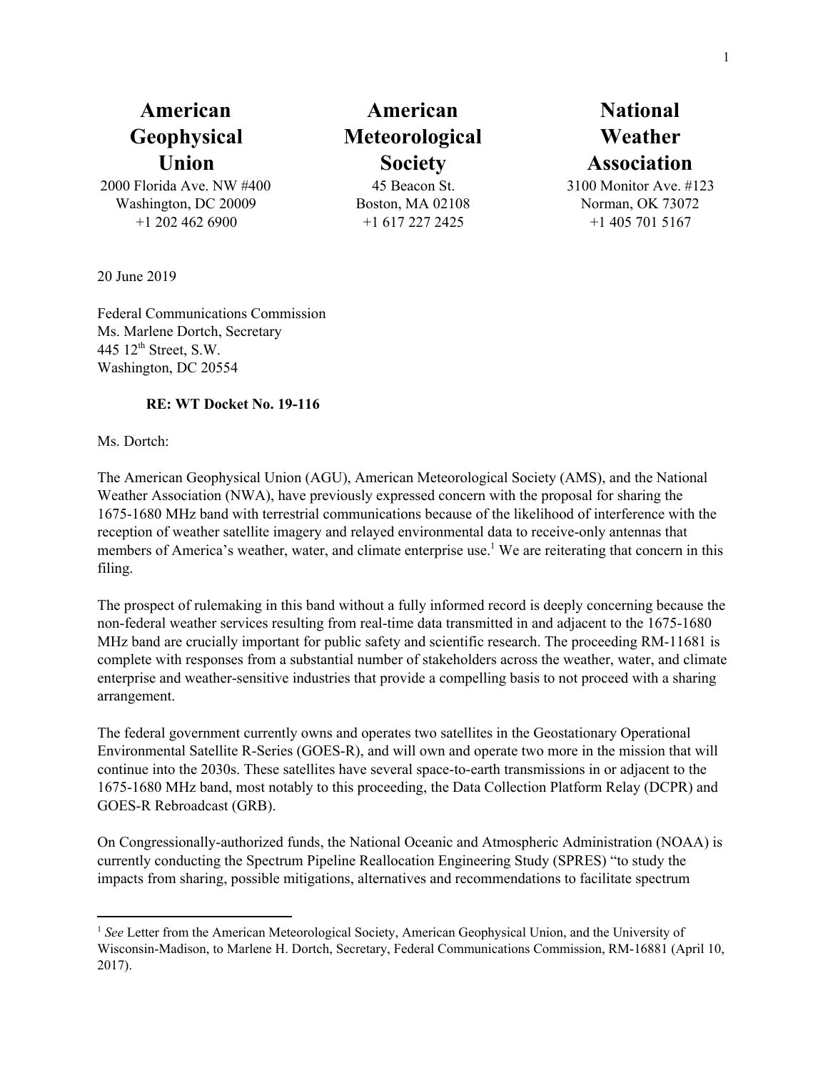**American Geophysical Union**
2000 Florida Ave. NW #400
Washington, DC 20009
+1 202 462 6900

**American Meteorological Society**
45 Beacon St.
Boston, MA 02108
+1 617 227 2425

**National Weather Association**
3100 Monitor Ave. #123
Norman, OK 73072
+1 405 701 5167

20 June 2019

Federal Communications Commission
Ms. Marlene Dortch, Secretary
445 12th Street, S.W.
Washington, DC 20554

**RE: WT Docket No. 19-116**

Ms. Dortch:

The American Geophysical Union (AGU), American Meteorological Society (AMS), and the National Weather Association (NWA), have previously expressed concern with the proposal for sharing the 1675-1680 MHz band with terrestrial communications because of the likelihood of interference with the reception of weather satellite imagery and relayed environmental data to receive-only antennas that members of America's weather, water, and climate enterprise use.[1] We are reiterating that concern in this filing.

The prospect of rulemaking in this band without a fully informed record is deeply concerning because the non-federal weather services resulting from real-time data transmitted in and adjacent to the 1675-1680 MHz band are crucially important for public safety and scientific research. The proceeding RM-11681 is complete with responses from a substantial number of stakeholders across the weather, water, and climate enterprise and weather-sensitive industries that provide a compelling basis to not proceed with a sharing arrangement.

The federal government currently owns and operates two satellites in the Geostationary Operational Environmental Satellite R-Series (GOES-R), and will own and operate two more in the mission that will continue into the 2030s. These satellites have several space-to-earth transmissions in or adjacent to the 1675-1680 MHz band, most notably to this proceeding, the Data Collection Platform Relay (DCPR) and GOES-R Rebroadcast (GRB).

On Congressionally-authorized funds, the National Oceanic and Atmospheric Administration (NOAA) is currently conducting the Spectrum Pipeline Reallocation Engineering Study (SPRES) "to study the impacts from sharing, possible mitigations, alternatives and recommendations to facilitate spectrum

[1] *See* Letter from the American Meteorological Society, American Geophysical Union, and the University of Wisconsin-Madison, to Marlene H. Dortch, Secretary, Federal Communications Commission, RM-16881 (April 10, 2017).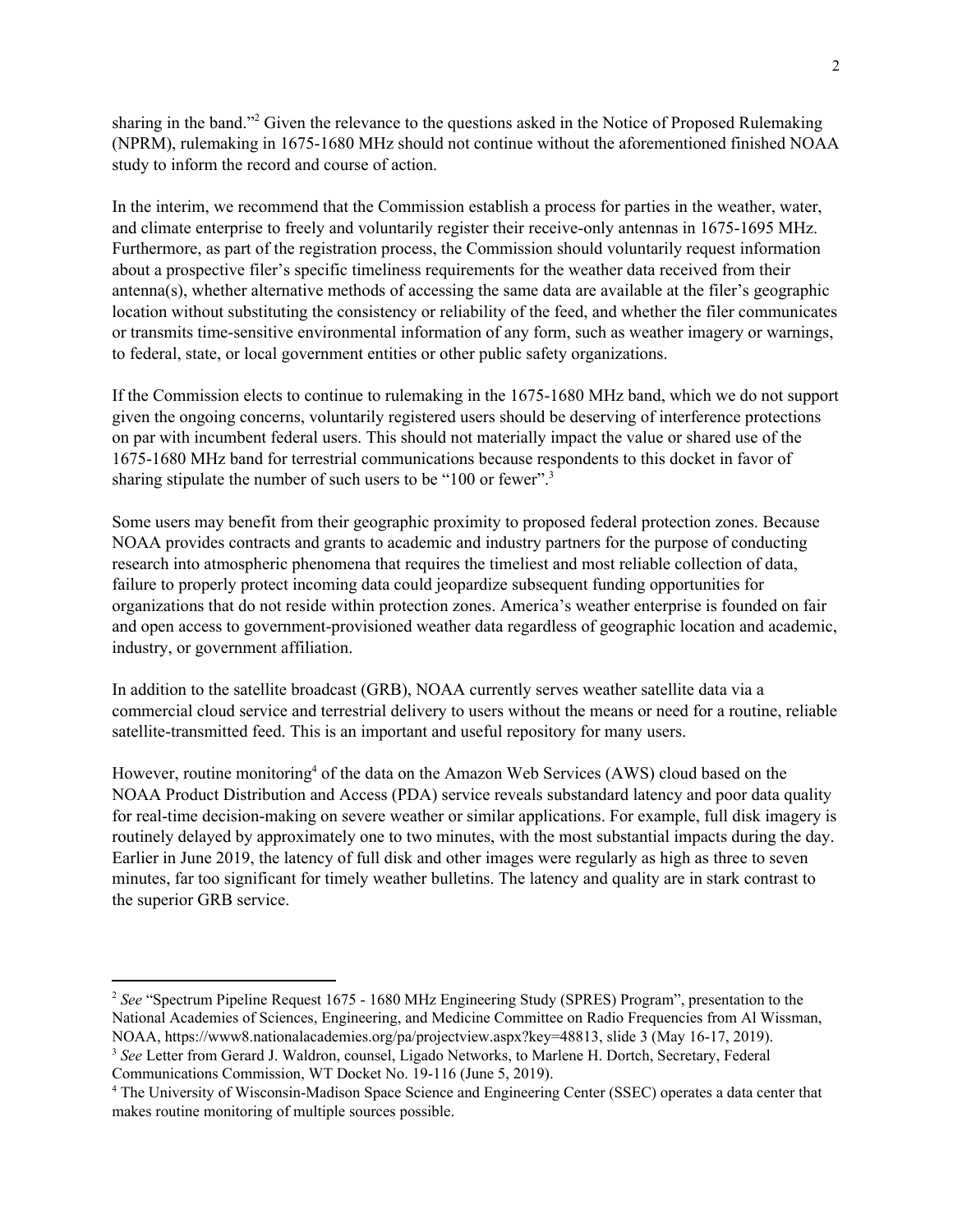sharing in the band."[2] Given the relevance to the questions asked in the Notice of Proposed Rulemaking (NPRM), rulemaking in 1675-1680 MHz should not continue without the aforementioned finished NOAA study to inform the record and course of action.

In the interim, we recommend that the Commission establish a process for parties in the weather, water, and climate enterprise to freely and voluntarily register their receive-only antennas in 1675-1695 MHz. Furthermore, as part of the registration process, the Commission should voluntarily request information about a prospective filer's specific timeliness requirements for the weather data received from their antenna(s), whether alternative methods of accessing the same data are available at the filer's geographic location without substituting the consistency or reliability of the feed, and whether the filer communicates or transmits time-sensitive environmental information of any form, such as weather imagery or warnings, to federal, state, or local government entities or other public safety organizations.

If the Commission elects to continue to rulemaking in the 1675-1680 MHz band, which we do not support given the ongoing concerns, voluntarily registered users should be deserving of interference protections on par with incumbent federal users. This should not materially impact the value or shared use of the 1675-1680 MHz band for terrestrial communications because respondents to this docket in favor of sharing stipulate the number of such users to be "100 or fewer".[3]

Some users may benefit from their geographic proximity to proposed federal protection zones. Because NOAA provides contracts and grants to academic and industry partners for the purpose of conducting research into atmospheric phenomena that requires the timeliest and most reliable collection of data, failure to properly protect incoming data could jeopardize subsequent funding opportunities for organizations that do not reside within protection zones. America's weather enterprise is founded on fair and open access to government-provisioned weather data regardless of geographic location and academic, industry, or government affiliation.

In addition to the satellite broadcast (GRB), NOAA currently serves weather satellite data via a commercial cloud service and terrestrial delivery to users without the means or need for a routine, reliable satellite-transmitted feed. This is an important and useful repository for many users.

However, routine monitoring[4] of the data on the Amazon Web Services (AWS) cloud based on the NOAA Product Distribution and Access (PDA) service reveals substandard latency and poor data quality for real-time decision-making on severe weather or similar applications. For example, full disk imagery is routinely delayed by approximately one to two minutes, with the most substantial impacts during the day. Earlier in June 2019, the latency of full disk and other images were regularly as high as three to seven minutes, far too significant for timely weather bulletins. The latency and quality are in stark contrast to the superior GRB service.

---

[2] *See* "Spectrum Pipeline Request 1675 - 1680 MHz Engineering Study (SPRES) Program", presentation to the National Academies of Sciences, Engineering, and Medicine Committee on Radio Frequencies from Al Wissman, NOAA, https://www8.nationalacademies.org/pa/projectview.aspx?key=48813, slide 3 (May 16-17, 2019).

[3] *See* Letter from Gerard J. Waldron, counsel, Ligado Networks, to Marlene H. Dortch, Secretary, Federal Communications Commission, WT Docket No. 19-116 (June 5, 2019).

[4] The University of Wisconsin-Madison Space Science and Engineering Center (SSEC) operates a data center that makes routine monitoring of multiple sources possible.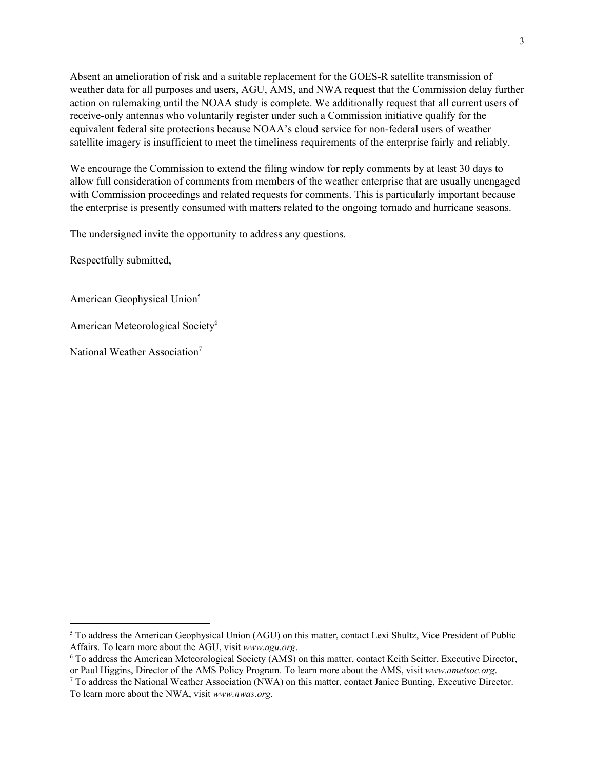Absent an amelioration of risk and a suitable replacement for the GOES-R satellite transmission of weather data for all purposes and users, AGU, AMS, and NWA request that the Commission delay further action on rulemaking until the NOAA study is complete. We additionally request that all current users of receive-only antennas who voluntarily register under such a Commission initiative qualify for the equivalent federal site protections because NOAA's cloud service for non-federal users of weather satellite imagery is insufficient to meet the timeliness requirements of the enterprise fairly and reliably.

We encourage the Commission to extend the filing window for reply comments by at least 30 days to allow full consideration of comments from members of the weather enterprise that are usually unengaged with Commission proceedings and related requests for comments. This is particularly important because the enterprise is presently consumed with matters related to the ongoing tornado and hurricane seasons.

The undersigned invite the opportunity to address any questions.

Respectfully submitted,

American Geophysical Union[5]

American Meteorological Society[6]

National Weather Association[7]

---

[5] To address the American Geophysical Union (AGU) on this matter, contact Lexi Shultz, Vice President of Public Affairs. To learn more about the AGU, visit *www.agu.org*.

[6] To address the American Meteorological Society (AMS) on this matter, contact Keith Seitter, Executive Director, or Paul Higgins, Director of the AMS Policy Program. To learn more about the AMS, visit *www.ametsoc.org*.

[7] To address the National Weather Association (NWA) on this matter, contact Janice Bunting, Executive Director. To learn more about the NWA, visit *www.nwas.org*.